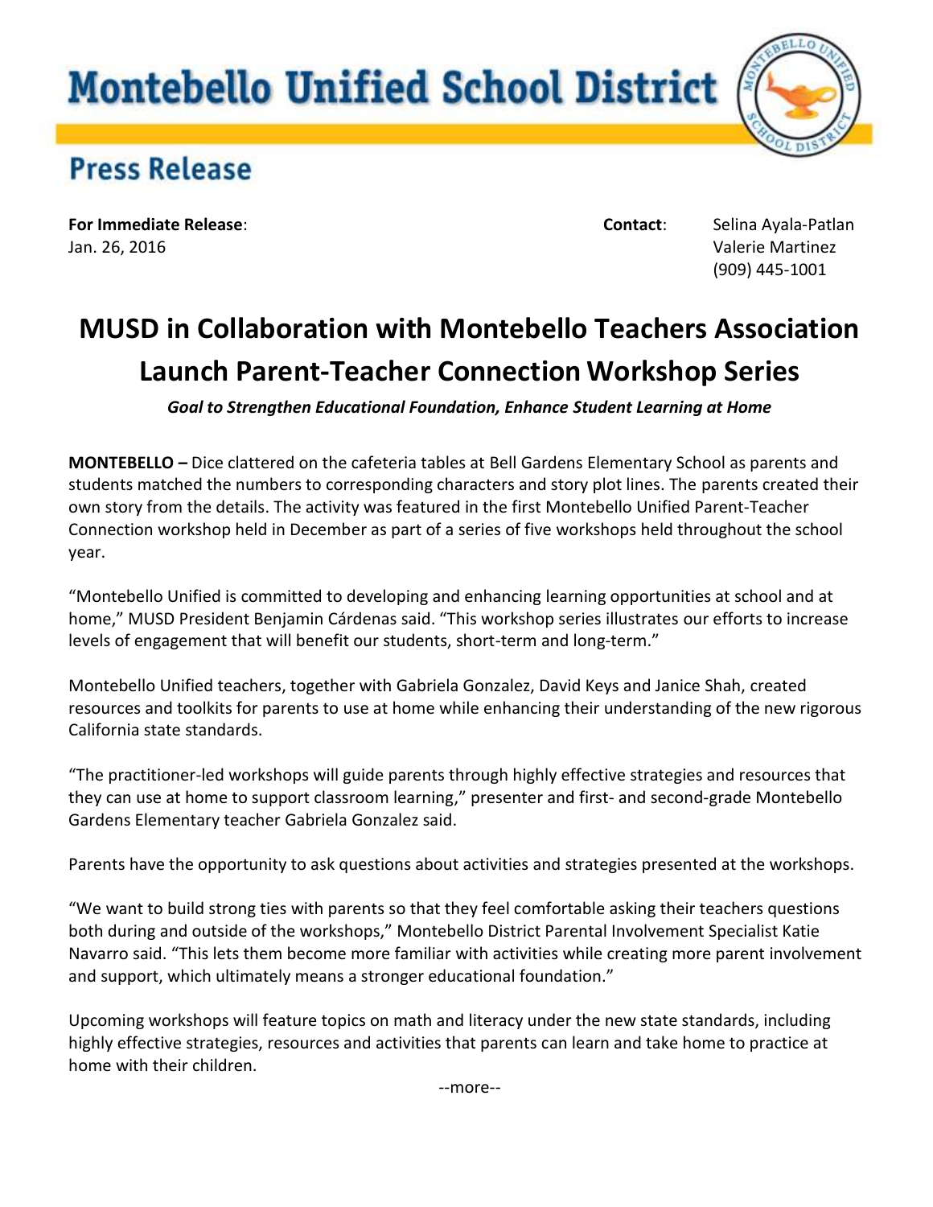# Montebello Unified School District

## Press Release

**For Immediate Release**:
Jan. 26, 2016

**Contact**: Selina Ayala-Patlan
Valerie Martinez
(909) 445-1001

# MUSD in Collaboration with Montebello Teachers Association Launch Parent-Teacher Connection Workshop Series

***Goal to Strengthen Educational Foundation, Enhance Student Learning at Home***

**MONTEBELLO –** Dice clattered on the cafeteria tables at Bell Gardens Elementary School as parents and students matched the numbers to corresponding characters and story plot lines. The parents created their own story from the details. The activity was featured in the first Montebello Unified Parent-Teacher Connection workshop held in December as part of a series of five workshops held throughout the school year.

"Montebello Unified is committed to developing and enhancing learning opportunities at school and at home," MUSD President Benjamin Cárdenas said. "This workshop series illustrates our efforts to increase levels of engagement that will benefit our students, short-term and long-term."

Montebello Unified teachers, together with Gabriela Gonzalez, David Keys and Janice Shah, created resources and toolkits for parents to use at home while enhancing their understanding of the new rigorous California state standards.

"The practitioner-led workshops will guide parents through highly effective strategies and resources that they can use at home to support classroom learning," presenter and first- and second-grade Montebello Gardens Elementary teacher Gabriela Gonzalez said.

Parents have the opportunity to ask questions about activities and strategies presented at the workshops.

"We want to build strong ties with parents so that they feel comfortable asking their teachers questions both during and outside of the workshops," Montebello District Parental Involvement Specialist Katie Navarro said. "This lets them become more familiar with activities while creating more parent involvement and support, which ultimately means a stronger educational foundation."

Upcoming workshops will feature topics on math and literacy under the new state standards, including highly effective strategies, resources and activities that parents can learn and take home to practice at home with their children.

--more--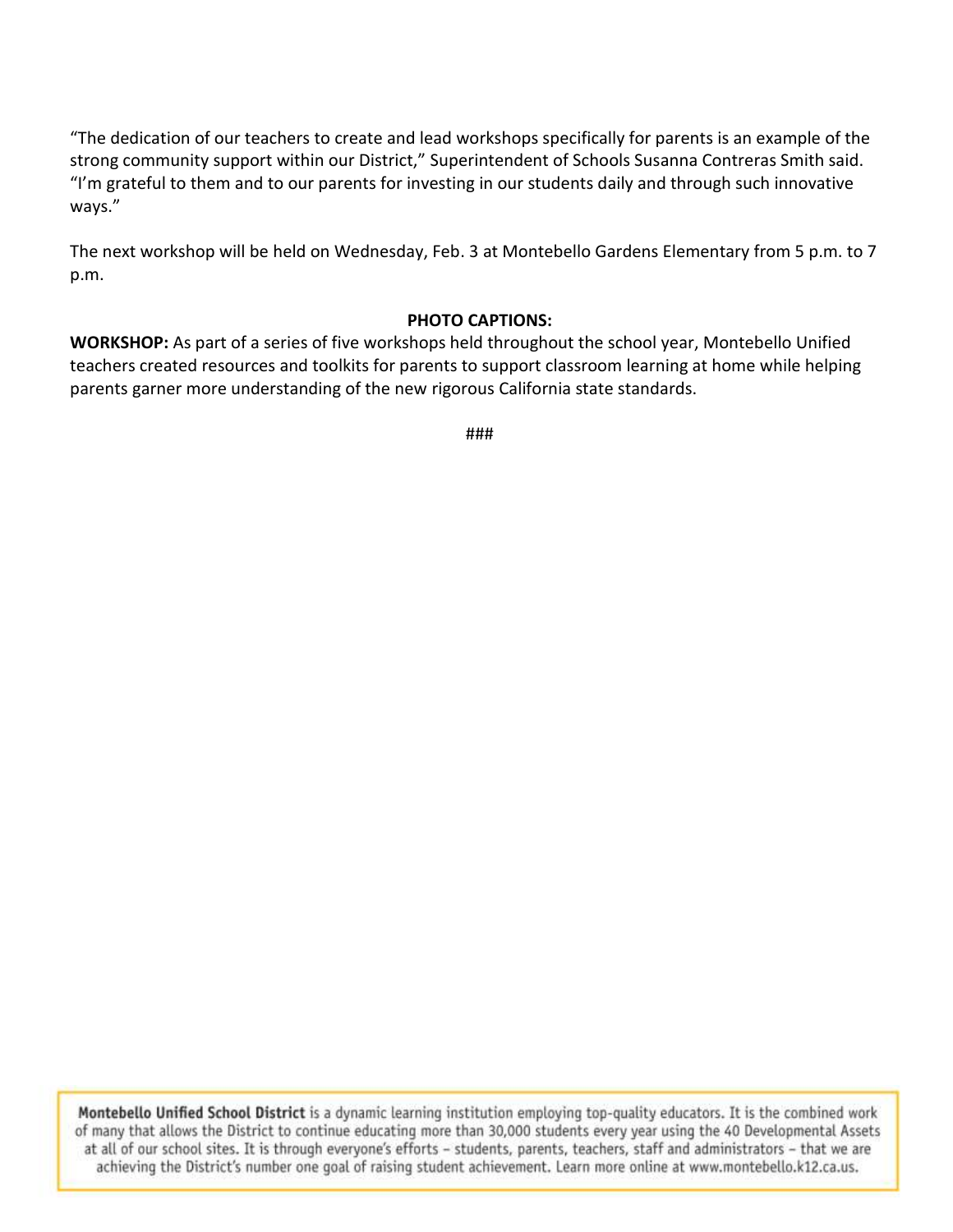"The dedication of our teachers to create and lead workshops specifically for parents is an example of the strong community support within our District," Superintendent of Schools Susanna Contreras Smith said. "I'm grateful to them and to our parents for investing in our students daily and through such innovative ways."

The next workshop will be held on Wednesday, Feb. 3 at Montebello Gardens Elementary from 5 p.m. to 7 p.m.

**PHOTO CAPTIONS:**

**WORKSHOP:** As part of a series of five workshops held throughout the school year, Montebello Unified teachers created resources and toolkits for parents to support classroom learning at home while helping parents garner more understanding of the new rigorous California state standards.

###

**Montebello Unified School District** is a dynamic learning institution employing top-quality educators. It is the combined work of many that allows the District to continue educating more than 30,000 students every year using the 40 Developmental Assets at all of our school sites. It is through everyone's efforts – students, parents, teachers, staff and administrators – that we are achieving the District's number one goal of raising student achievement. Learn more online at www.montebello.k12.ca.us.